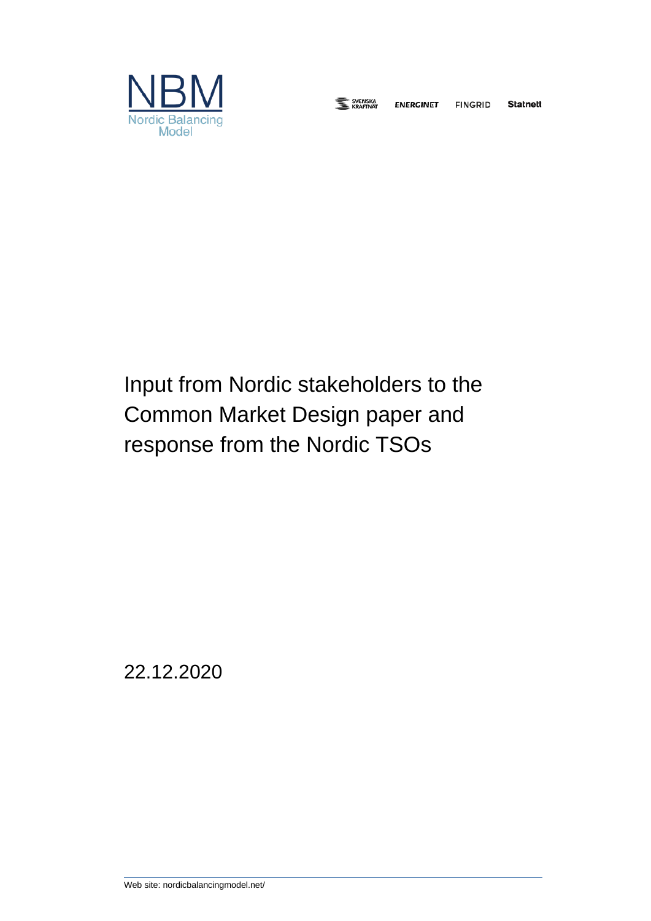NBM
Nordic Balancing Model

SVENSKA KRAFTNÄT ENERGINET FINGRID Statnett

# Input from Nordic stakeholders to the Common Market Design paper and response from the Nordic TSOs

22.12.2020

Web site: nordicbalancingmodel.net/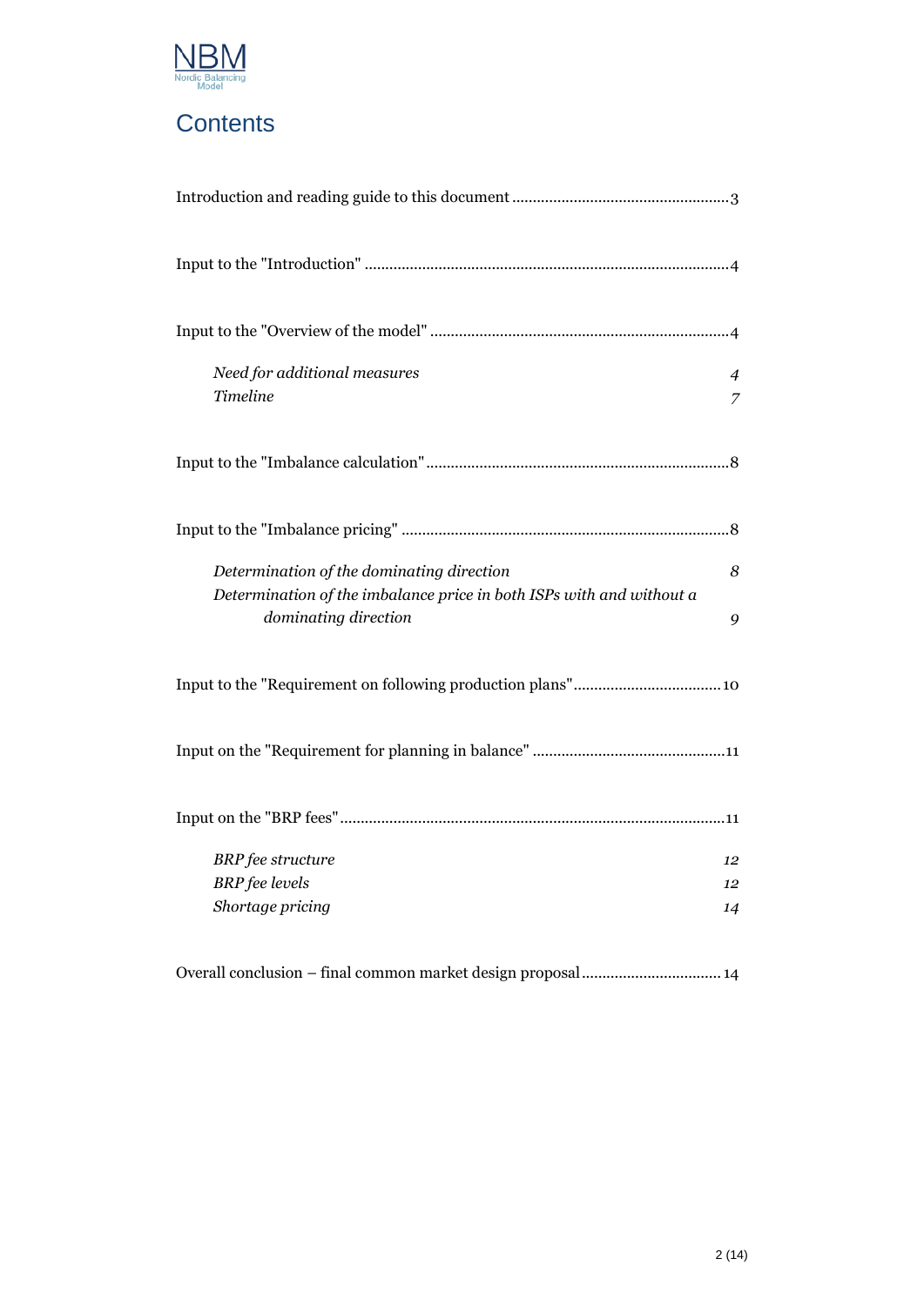# Contents

Introduction and reading guide to this document .................................................... 3

Input to the "Introduction" ........................................................................................ 4

Input to the "Overview of the model" ........................................................................ 4

- *Need for additional measures* 4
- *Timeline* 7

Input to the "Imbalance calculation" ......................................................................... 8

Input to the "Imbalance pricing" ............................................................................... 8

- *Determination of the dominating direction* 8
- *Determination of the imbalance price in both ISPs with and without a dominating direction* 9

Input to the "Requirement on following production plans" ................................... 10

Input on the "Requirement for planning in balance" ............................................... 11

Input on the "BRP fees" ............................................................................................. 11

- *BRP fee structure* 12
- *BRP fee levels* 12
- *Shortage pricing* 14

Overall conclusion – final common market design proposal .................................. 14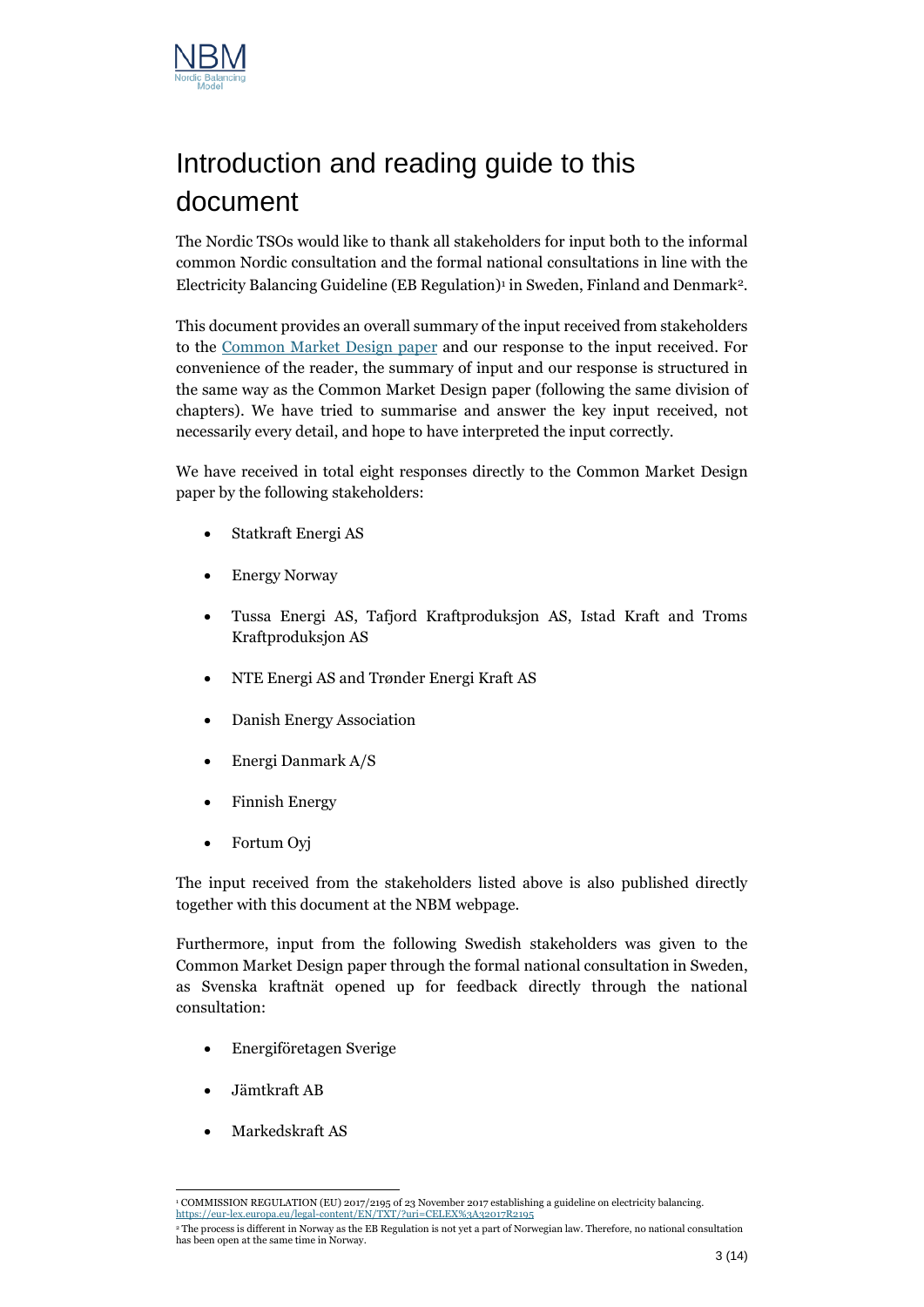# Introduction and reading guide to this document

The Nordic TSOs would like to thank all stakeholders for input both to the informal common Nordic consultation and the formal national consultations in line with the Electricity Balancing Guideline (EB Regulation)[1] in Sweden, Finland and Denmark[2].

This document provides an overall summary of the input received from stakeholders to the Common Market Design paper and our response to the input received. For convenience of the reader, the summary of input and our response is structured in the same way as the Common Market Design paper (following the same division of chapters). We have tried to summarise and answer the key input received, not necessarily every detail, and hope to have interpreted the input correctly.

We have received in total eight responses directly to the Common Market Design paper by the following stakeholders:

- Statkraft Energi AS
- Energy Norway
- Tussa Energi AS, Tafjord Kraftproduksjon AS, Istad Kraft and Troms Kraftproduksjon AS
- NTE Energi AS and Trønder Energi Kraft AS
- Danish Energy Association
- Energi Danmark A/S
- Finnish Energy
- Fortum Oyj

The input received from the stakeholders listed above is also published directly together with this document at the NBM webpage.

Furthermore, input from the following Swedish stakeholders was given to the Common Market Design paper through the formal national consultation in Sweden, as Svenska kraftnät opened up for feedback directly through the national consultation:

- Energiföretagen Sverige
- Jämtkraft AB
- Markedskraft AS

---

[1] COMMISSION REGULATION (EU) 2017/2195 of 23 November 2017 establishing a guideline on electricity balancing. https://eur-lex.europa.eu/legal-content/EN/TXT/?uri=CELEX%3A32017R2195

[2] The process is different in Norway as the EB Regulation is not yet a part of Norwegian law. Therefore, no national consultation has been open at the same time in Norway.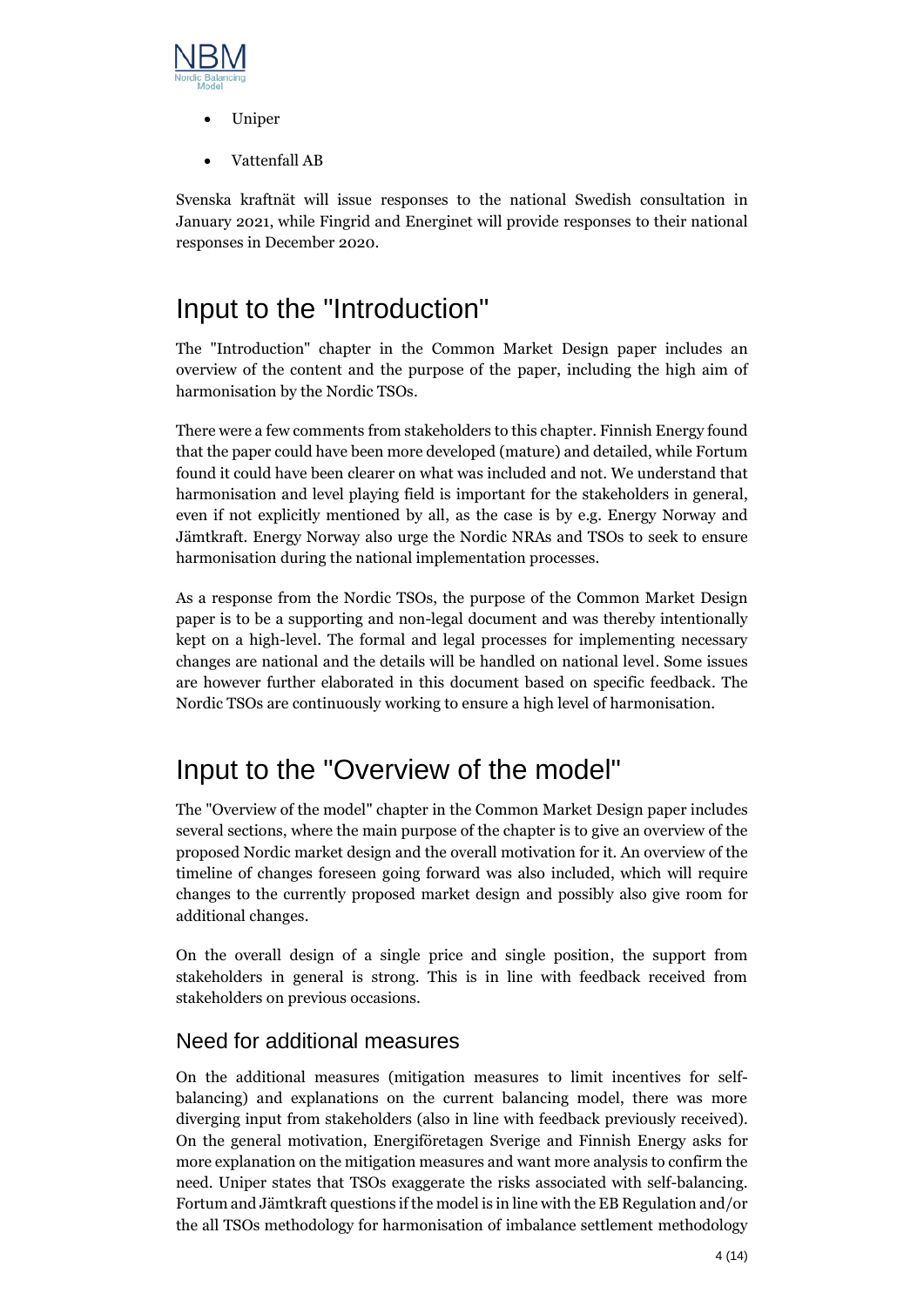- Uniper
- Vattenfall AB

Svenska kraftnät will issue responses to the national Swedish consultation in January 2021, while Fingrid and Energinet will provide responses to their national responses in December 2020.

# Input to the "Introduction"

The "Introduction" chapter in the Common Market Design paper includes an overview of the content and the purpose of the paper, including the high aim of harmonisation by the Nordic TSOs.

There were a few comments from stakeholders to this chapter. Finnish Energy found that the paper could have been more developed (mature) and detailed, while Fortum found it could have been clearer on what was included and not. We understand that harmonisation and level playing field is important for the stakeholders in general, even if not explicitly mentioned by all, as the case is by e.g. Energy Norway and Jämtkraft. Energy Norway also urge the Nordic NRAs and TSOs to seek to ensure harmonisation during the national implementation processes.

As a response from the Nordic TSOs, the purpose of the Common Market Design paper is to be a supporting and non-legal document and was thereby intentionally kept on a high-level. The formal and legal processes for implementing necessary changes are national and the details will be handled on national level. Some issues are however further elaborated in this document based on specific feedback. The Nordic TSOs are continuously working to ensure a high level of harmonisation.

# Input to the "Overview of the model"

The "Overview of the model" chapter in the Common Market Design paper includes several sections, where the main purpose of the chapter is to give an overview of the proposed Nordic market design and the overall motivation for it. An overview of the timeline of changes foreseen going forward was also included, which will require changes to the currently proposed market design and possibly also give room for additional changes.

On the overall design of a single price and single position, the support from stakeholders in general is strong. This is in line with feedback received from stakeholders on previous occasions.

## Need for additional measures

On the additional measures (mitigation measures to limit incentives for self-balancing) and explanations on the current balancing model, there was more diverging input from stakeholders (also in line with feedback previously received). On the general motivation, Energiföretagen Sverige and Finnish Energy asks for more explanation on the mitigation measures and want more analysis to confirm the need. Uniper states that TSOs exaggerate the risks associated with self-balancing. Fortum and Jämtkraft questions if the model is in line with the EB Regulation and/or the all TSOs methodology for harmonisation of imbalance settlement methodology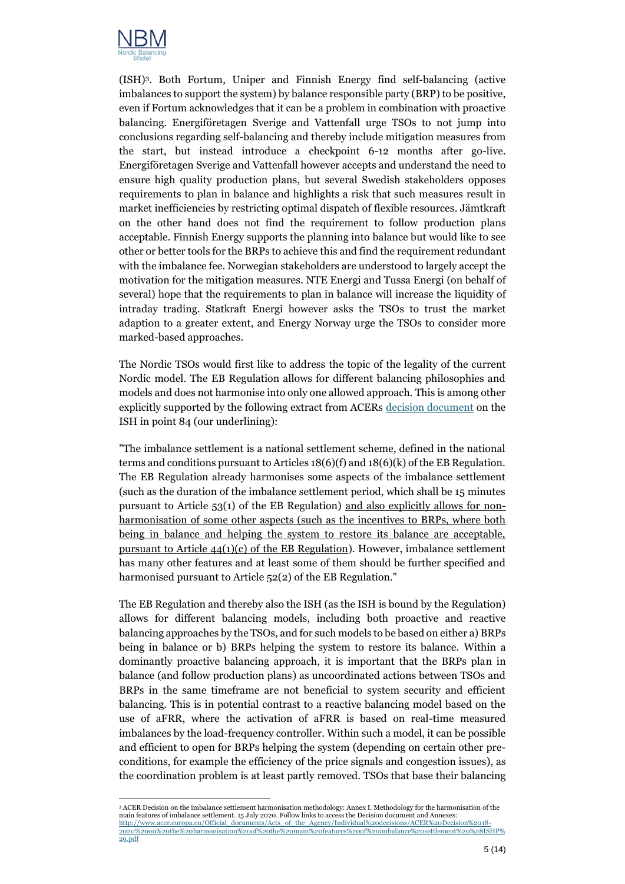(ISH)[3]. Both Fortum, Uniper and Finnish Energy find self-balancing (active imbalances to support the system) by balance responsible party (BRP) to be positive, even if Fortum acknowledges that it can be a problem in combination with proactive balancing. Energiföretagen Sverige and Vattenfall urge TSOs to not jump into conclusions regarding self-balancing and thereby include mitigation measures from the start, but instead introduce a checkpoint 6-12 months after go-live. Energiföretagen Sverige and Vattenfall however accepts and understand the need to ensure high quality production plans, but several Swedish stakeholders opposes requirements to plan in balance and highlights a risk that such measures result in market inefficiencies by restricting optimal dispatch of flexible resources. Jämtkraft on the other hand does not find the requirement to follow production plans acceptable. Finnish Energy supports the planning into balance but would like to see other or better tools for the BRPs to achieve this and find the requirement redundant with the imbalance fee. Norwegian stakeholders are understood to largely accept the motivation for the mitigation measures. NTE Energi and Tussa Energi (on behalf of several) hope that the requirements to plan in balance will increase the liquidity of intraday trading. Statkraft Energi however asks the TSOs to trust the market adaption to a greater extent, and Energy Norway urge the TSOs to consider more marked-based approaches.

The Nordic TSOs would first like to address the topic of the legality of the current Nordic model. The EB Regulation allows for different balancing philosophies and models and does not harmonise into only one allowed approach. This is among other explicitly supported by the following extract from ACERs decision document on the ISH in point 84 (our underlining):

"The imbalance settlement is a national settlement scheme, defined in the national terms and conditions pursuant to Articles 18(6)(f) and 18(6)(k) of the EB Regulation. The EB Regulation already harmonises some aspects of the imbalance settlement (such as the duration of the imbalance settlement period, which shall be 15 minutes pursuant to Article 53(1) of the EB Regulation) <u>and also explicitly allows for non-harmonisation of some other aspects (such as the incentives to BRPs, where both being in balance and helping the system to restore its balance are acceptable, pursuant to Article 44(1)(c) of the EB Regulation</u>). However, imbalance settlement has many other features and at least some of them should be further specified and harmonised pursuant to Article 52(2) of the EB Regulation."

The EB Regulation and thereby also the ISH (as the ISH is bound by the Regulation) allows for different balancing models, including both proactive and reactive balancing approaches by the TSOs, and for such models to be based on either a) BRPs being in balance or b) BRPs helping the system to restore its balance. Within a dominantly proactive balancing approach, it is important that the BRPs plan in balance (and follow production plans) as uncoordinated actions between TSOs and BRPs in the same timeframe are not beneficial to system security and efficient balancing. This is in potential contrast to a reactive balancing model based on the use of aFRR, where the activation of aFRR is based on real-time measured imbalances by the load-frequency controller. Within such a model, it can be possible and efficient to open for BRPs helping the system (depending on certain other pre-conditions, for example the efficiency of the price signals and congestion issues), as the coordination problem is at least partly removed. TSOs that base their balancing

[3] ACER Decision on the imbalance settlement harmonisation methodology: Annex I. Methodology for the harmonisation of the main features of imbalance settlement. 15 July 2020. Follow links to access the Decision document and Annexes: http://www.acer.europa.eu/Official_documents/Acts_of_the_Agency/Individual%20decisions/ACER%20Decision%2018-2020%20on%20the%20harmonisation%20of%20the%20main%20features%20of%20imbalance%20settlement%20%28ISHP%29.pdf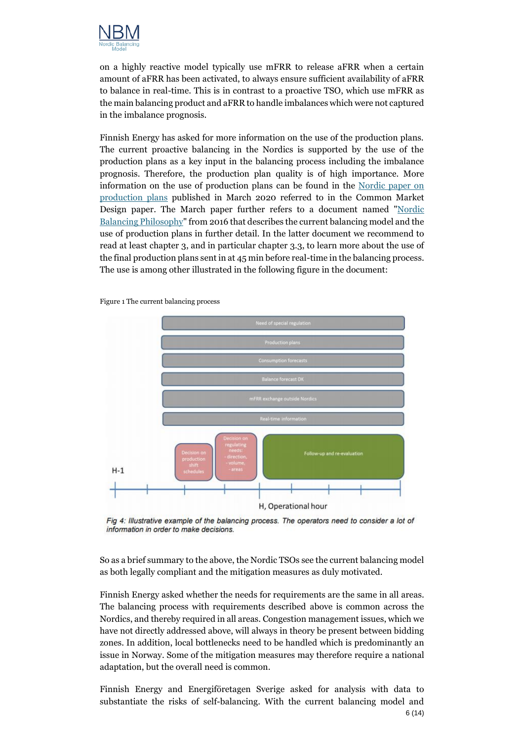on a highly reactive model typically use mFRR to release aFRR when a certain amount of aFRR has been activated, to always ensure sufficient availability of aFRR to balance in real-time. This is in contrast to a proactive TSO, which use mFRR as the main balancing product and aFRR to handle imbalances which were not captured in the imbalance prognosis.

Finnish Energy has asked for more information on the use of the production plans. The current proactive balancing in the Nordics is supported by the use of the production plans as a key input in the balancing process including the imbalance prognosis. Therefore, the production plan quality is of high importance. More information on the use of production plans can be found in the [Nordic paper on production plans] published in March 2020 referred to in the Common Market Design paper. The March paper further refers to a document named "[Nordic Balancing Philosophy]" from 2016 that describes the current balancing model and the use of production plans in further detail. In the latter document we recommend to read at least chapter 3, and in particular chapter 3.3, to learn more about the use of the final production plans sent in at 45 min before real-time in the balancing process. The use is among other illustrated in the following figure in the document:

Figure 1 The current balancing process

*Fig 4: Illustrative example of the balancing process. The operators need to consider a lot of information in order to make decisions.*

So as a brief summary to the above, the Nordic TSOs see the current balancing model as both legally compliant and the mitigation measures as duly motivated.

Finnish Energy asked whether the needs for requirements are the same in all areas. The balancing process with requirements described above is common across the Nordics, and thereby required in all areas. Congestion management issues, which we have not directly addressed above, will always in theory be present between bidding zones. In addition, local bottlenecks need to be handled which is predominantly an issue in Norway. Some of the mitigation measures may therefore require a national adaptation, but the overall need is common.

Finnish Energy and Energiföretagen Sverige asked for analysis with data to substantiate the risks of self-balancing. With the current balancing model and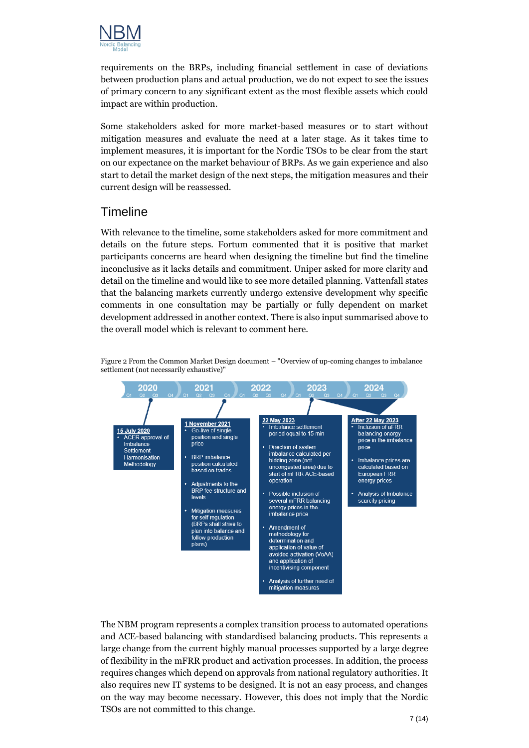requirements on the BRPs, including financial settlement in case of deviations between production plans and actual production, we do not expect to see the issues of primary concern to any significant extent as the most flexible assets which could impact are within production.

Some stakeholders asked for more market-based measures or to start without mitigation measures and evaluate the need at a later stage. As it takes time to implement measures, it is important for the Nordic TSOs to be clear from the start on our expectance on the market behaviour of BRPs. As we gain experience and also start to detail the market design of the next steps, the mitigation measures and their current design will be reassessed.

## Timeline

With relevance to the timeline, some stakeholders asked for more commitment and details on the future steps. Fortum commented that it is positive that market participants concerns are heard when designing the timeline but find the timeline inconclusive as it lacks details and commitment. Uniper asked for more clarity and detail on the timeline and would like to see more detailed planning. Vattenfall states that the balancing markets currently undergo extensive development why specific comments in one consultation may be partially or fully dependent on market development addressed in another context. There is also input summarised above to the overall model which is relevant to comment here.

Figure 2 From the Common Market Design document – "Overview of up-coming changes to imbalance settlement (not necessarily exhaustive)"

**15 July 2020**
- ACER approval of Imbalance Settlement Harmonisation Methodology

**1 November 2021**
- Go-live of single position and single price
- BRP imbalance position calculated based on trades
- Adjustments to the BRP fee structure and levels
- Mitigation measures for self regulation (BRPs shall strive to plan into balance and follow production plans)

**22 May 2023**
- Imbalance settlement period equal to 15 min
- Direction of system imbalance calculated per bidding zone (not uncongested area) due to start of mFRR ACE-based operation
- Possible inclusion of several mFRR balancing energy prices in the imbalance price
- Amendment of methodology for determination and application of value of avoided activation (VoAA) and application of incentivising component
- Analysis of further need of mitigation measures

**After 22 May 2023**
- Inclusion of aFRR balancing energy price in the imbalance price
- Imbalance prices are calculated based on European FRR energy prices
- Analysis of Imbalance scarcity pricing

The NBM program represents a complex transition process to automated operations and ACE-based balancing with standardised balancing products. This represents a large change from the current highly manual processes supported by a large degree of flexibility in the mFRR product and activation processes. In addition, the process requires changes which depend on approvals from national regulatory authorities. It also requires new IT systems to be designed. It is not an easy process, and changes on the way may become necessary. However, this does not imply that the Nordic TSOs are not committed to this change.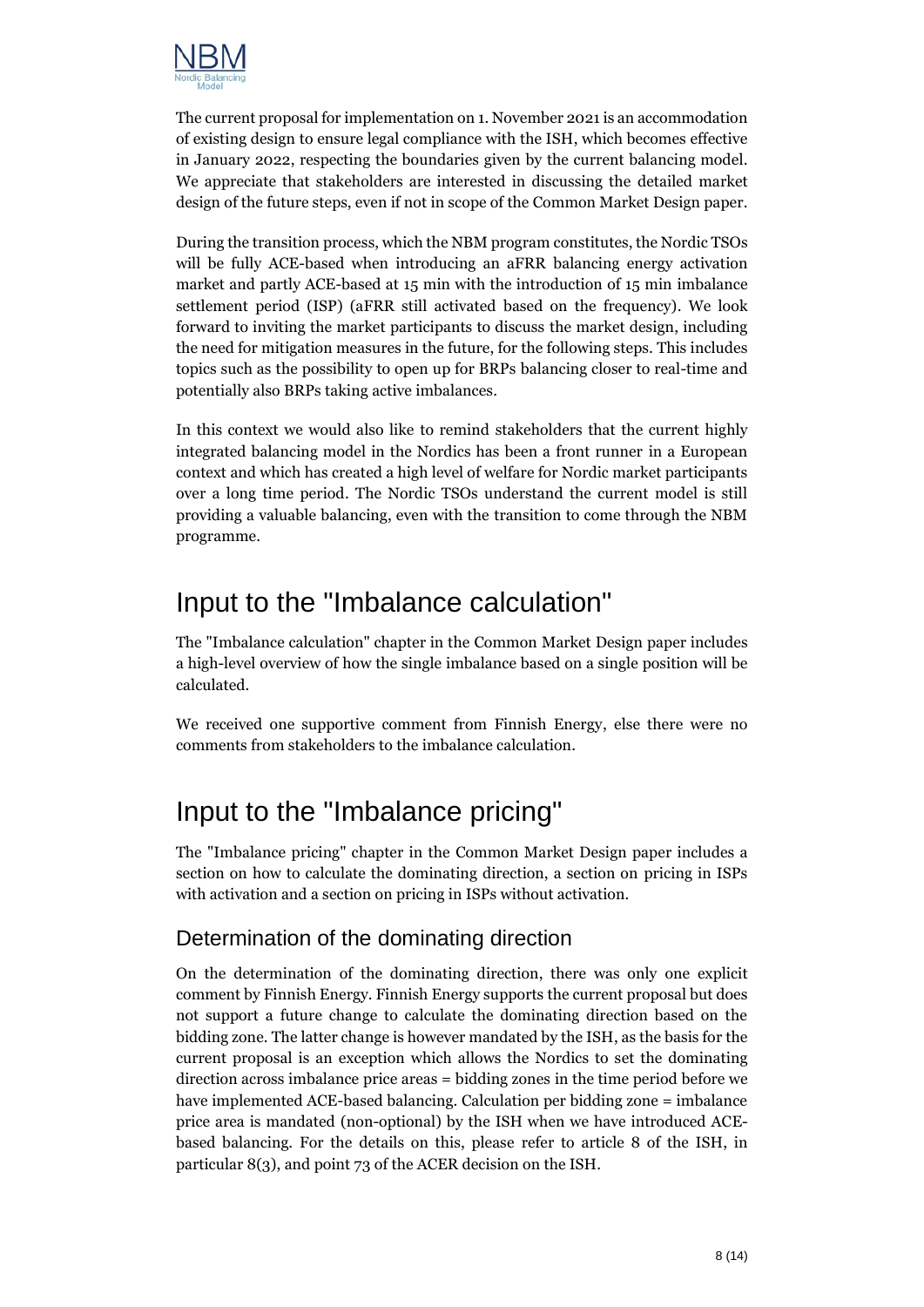The current proposal for implementation on 1. November 2021 is an accommodation of existing design to ensure legal compliance with the ISH, which becomes effective in January 2022, respecting the boundaries given by the current balancing model. We appreciate that stakeholders are interested in discussing the detailed market design of the future steps, even if not in scope of the Common Market Design paper.

During the transition process, which the NBM program constitutes, the Nordic TSOs will be fully ACE-based when introducing an aFRR balancing energy activation market and partly ACE-based at 15 min with the introduction of 15 min imbalance settlement period (ISP) (aFRR still activated based on the frequency). We look forward to inviting the market participants to discuss the market design, including the need for mitigation measures in the future, for the following steps. This includes topics such as the possibility to open up for BRPs balancing closer to real-time and potentially also BRPs taking active imbalances.

In this context we would also like to remind stakeholders that the current highly integrated balancing model in the Nordics has been a front runner in a European context and which has created a high level of welfare for Nordic market participants over a long time period. The Nordic TSOs understand the current model is still providing a valuable balancing, even with the transition to come through the NBM programme.

# Input to the "Imbalance calculation"

The "Imbalance calculation" chapter in the Common Market Design paper includes a high-level overview of how the single imbalance based on a single position will be calculated.

We received one supportive comment from Finnish Energy, else there were no comments from stakeholders to the imbalance calculation.

# Input to the "Imbalance pricing"

The "Imbalance pricing" chapter in the Common Market Design paper includes a section on how to calculate the dominating direction, a section on pricing in ISPs with activation and a section on pricing in ISPs without activation.

## Determination of the dominating direction

On the determination of the dominating direction, there was only one explicit comment by Finnish Energy. Finnish Energy supports the current proposal but does not support a future change to calculate the dominating direction based on the bidding zone. The latter change is however mandated by the ISH, as the basis for the current proposal is an exception which allows the Nordics to set the dominating direction across imbalance price areas = bidding zones in the time period before we have implemented ACE-based balancing. Calculation per bidding zone = imbalance price area is mandated (non-optional) by the ISH when we have introduced ACE-based balancing. For the details on this, please refer to article 8 of the ISH, in particular 8(3), and point 73 of the ACER decision on the ISH.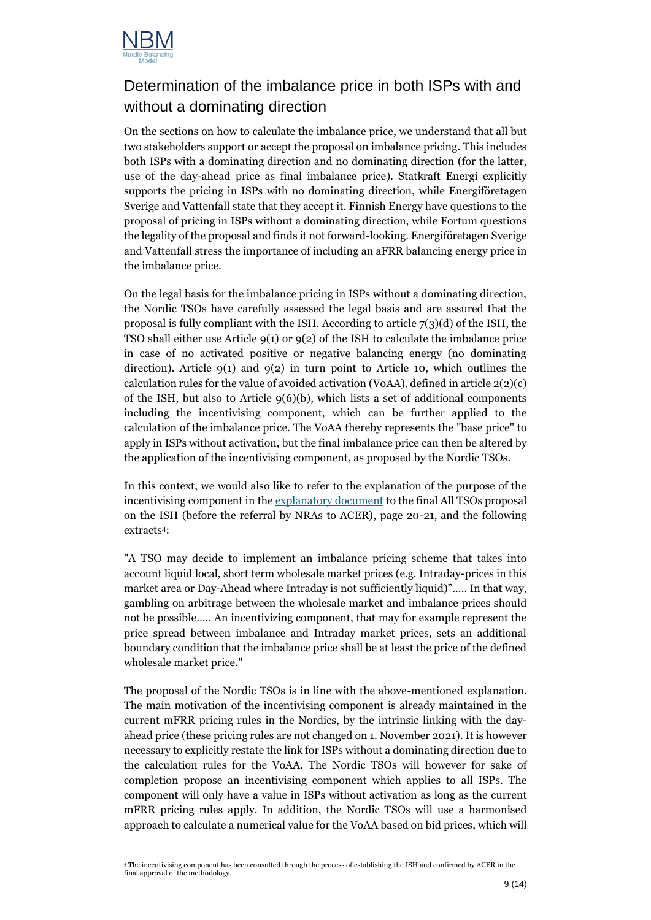## Determination of the imbalance price in both ISPs with and without a dominating direction

On the sections on how to calculate the imbalance price, we understand that all but two stakeholders support or accept the proposal on imbalance pricing. This includes both ISPs with a dominating direction and no dominating direction (for the latter, use of the day-ahead price as final imbalance price). Statkraft Energi explicitly supports the pricing in ISPs with no dominating direction, while Energiföretagen Sverige and Vattenfall state that they accept it. Finnish Energy have questions to the proposal of pricing in ISPs without a dominating direction, while Fortum questions the legality of the proposal and finds it not forward-looking. Energiföretagen Sverige and Vattenfall stress the importance of including an aFRR balancing energy price in the imbalance price.

On the legal basis for the imbalance pricing in ISPs without a dominating direction, the Nordic TSOs have carefully assessed the legal basis and are assured that the proposal is fully compliant with the ISH. According to article 7(3)(d) of the ISH, the TSO shall either use Article 9(1) or 9(2) of the ISH to calculate the imbalance price in case of no activated positive or negative balancing energy (no dominating direction). Article 9(1) and 9(2) in turn point to Article 10, which outlines the calculation rules for the value of avoided activation (VoAA), defined in article 2(2)(c) of the ISH, but also to Article 9(6)(b), which lists a set of additional components including the incentivising component, which can be further applied to the calculation of the imbalance price. The VoAA thereby represents the "base price" to apply in ISPs without activation, but the final imbalance price can then be altered by the application of the incentivising component, as proposed by the Nordic TSOs.

In this context, we would also like to refer to the explanation of the purpose of the incentivising component in the explanatory document to the final All TSOs proposal on the ISH (before the referral by NRAs to ACER), page 20-21, and the following extracts[4]:

"A TSO may decide to implement an imbalance pricing scheme that takes into account liquid local, short term wholesale market prices (e.g. Intraday-prices in this market area or Day-Ahead where Intraday is not sufficiently liquid)"….. In that way, gambling on arbitrage between the wholesale market and imbalance prices should not be possible….. An incentivizing component, that may for example represent the price spread between imbalance and Intraday market prices, sets an additional boundary condition that the imbalance price shall be at least the price of the defined wholesale market price."

The proposal of the Nordic TSOs is in line with the above-mentioned explanation. The main motivation of the incentivising component is already maintained in the current mFRR pricing rules in the Nordics, by the intrinsic linking with the day-ahead price (these pricing rules are not changed on 1. November 2021). It is however necessary to explicitly restate the link for ISPs without a dominating direction due to the calculation rules for the VoAA. The Nordic TSOs will however for sake of completion propose an incentivising component which applies to all ISPs. The component will only have a value in ISPs without activation as long as the current mFRR pricing rules apply. In addition, the Nordic TSOs will use a harmonised approach to calculate a numerical value for the VoAA based on bid prices, which will

[4] The incentivising component has been consulted through the process of establishing the ISH and confirmed by ACER in the final approval of the methodology.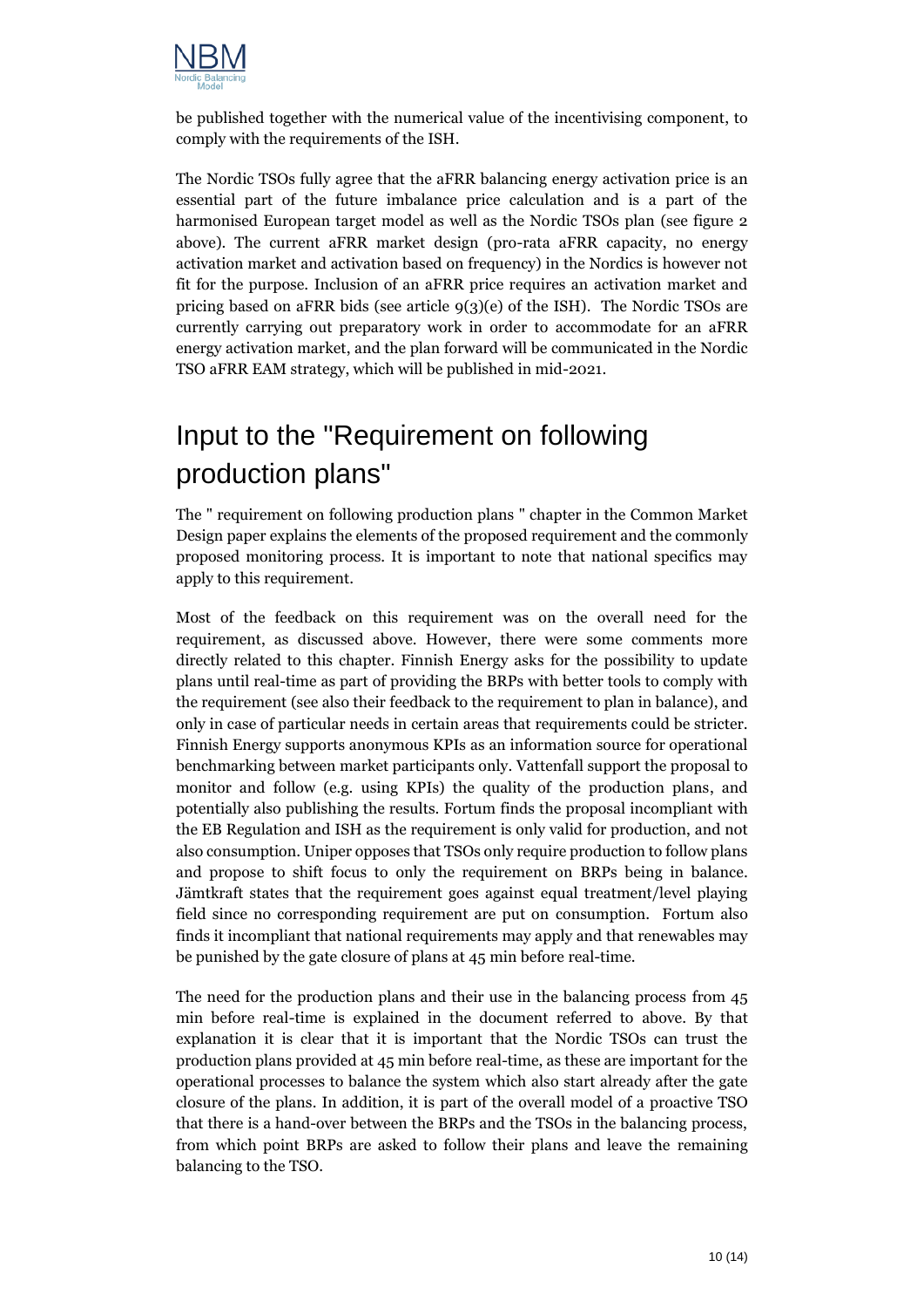be published together with the numerical value of the incentivising component, to comply with the requirements of the ISH.

The Nordic TSOs fully agree that the aFRR balancing energy activation price is an essential part of the future imbalance price calculation and is a part of the harmonised European target model as well as the Nordic TSOs plan (see figure 2 above). The current aFRR market design (pro-rata aFRR capacity, no energy activation market and activation based on frequency) in the Nordics is however not fit for the purpose. Inclusion of an aFRR price requires an activation market and pricing based on aFRR bids (see article 9(3)(e) of the ISH). The Nordic TSOs are currently carrying out preparatory work in order to accommodate for an aFRR energy activation market, and the plan forward will be communicated in the Nordic TSO aFRR EAM strategy, which will be published in mid-2021.

# Input to the "Requirement on following production plans"

The " requirement on following production plans " chapter in the Common Market Design paper explains the elements of the proposed requirement and the commonly proposed monitoring process. It is important to note that national specifics may apply to this requirement.

Most of the feedback on this requirement was on the overall need for the requirement, as discussed above. However, there were some comments more directly related to this chapter. Finnish Energy asks for the possibility to update plans until real-time as part of providing the BRPs with better tools to comply with the requirement (see also their feedback to the requirement to plan in balance), and only in case of particular needs in certain areas that requirements could be stricter. Finnish Energy supports anonymous KPIs as an information source for operational benchmarking between market participants only. Vattenfall support the proposal to monitor and follow (e.g. using KPIs) the quality of the production plans, and potentially also publishing the results. Fortum finds the proposal incompliant with the EB Regulation and ISH as the requirement is only valid for production, and not also consumption. Uniper opposes that TSOs only require production to follow plans and propose to shift focus to only the requirement on BRPs being in balance. Jämtkraft states that the requirement goes against equal treatment/level playing field since no corresponding requirement are put on consumption. Fortum also finds it incompliant that national requirements may apply and that renewables may be punished by the gate closure of plans at 45 min before real-time.

The need for the production plans and their use in the balancing process from 45 min before real-time is explained in the document referred to above. By that explanation it is clear that it is important that the Nordic TSOs can trust the production plans provided at 45 min before real-time, as these are important for the operational processes to balance the system which also start already after the gate closure of the plans. In addition, it is part of the overall model of a proactive TSO that there is a hand-over between the BRPs and the TSOs in the balancing process, from which point BRPs are asked to follow their plans and leave the remaining balancing to the TSO.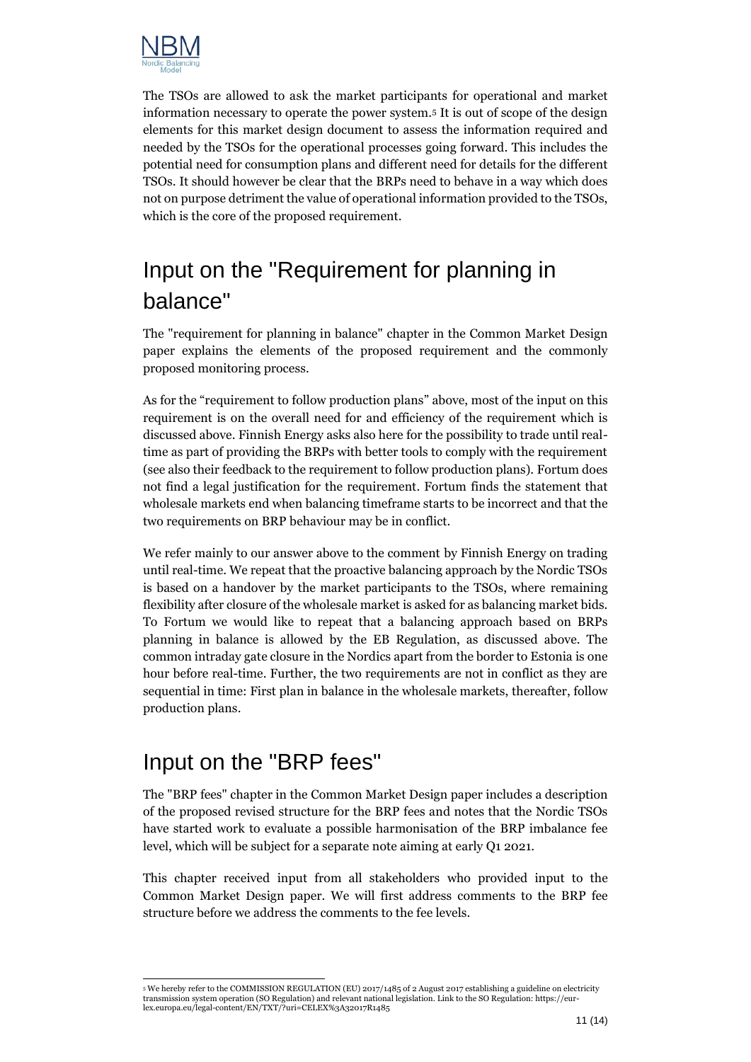The TSOs are allowed to ask the market participants for operational and market information necessary to operate the power system.[5] It is out of scope of the design elements for this market design document to assess the information required and needed by the TSOs for the operational processes going forward. This includes the potential need for consumption plans and different need for details for the different TSOs. It should however be clear that the BRPs need to behave in a way which does not on purpose detriment the value of operational information provided to the TSOs, which is the core of the proposed requirement.

# Input on the "Requirement for planning in balance"

The "requirement for planning in balance" chapter in the Common Market Design paper explains the elements of the proposed requirement and the commonly proposed monitoring process.

As for the "requirement to follow production plans" above, most of the input on this requirement is on the overall need for and efficiency of the requirement which is discussed above. Finnish Energy asks also here for the possibility to trade until real-time as part of providing the BRPs with better tools to comply with the requirement (see also their feedback to the requirement to follow production plans). Fortum does not find a legal justification for the requirement. Fortum finds the statement that wholesale markets end when balancing timeframe starts to be incorrect and that the two requirements on BRP behaviour may be in conflict.

We refer mainly to our answer above to the comment by Finnish Energy on trading until real-time. We repeat that the proactive balancing approach by the Nordic TSOs is based on a handover by the market participants to the TSOs, where remaining flexibility after closure of the wholesale market is asked for as balancing market bids. To Fortum we would like to repeat that a balancing approach based on BRPs planning in balance is allowed by the EB Regulation, as discussed above. The common intraday gate closure in the Nordics apart from the border to Estonia is one hour before real-time. Further, the two requirements are not in conflict as they are sequential in time: First plan in balance in the wholesale markets, thereafter, follow production plans.

# Input on the "BRP fees"

The "BRP fees" chapter in the Common Market Design paper includes a description of the proposed revised structure for the BRP fees and notes that the Nordic TSOs have started work to evaluate a possible harmonisation of the BRP imbalance fee level, which will be subject for a separate note aiming at early Q1 2021.

This chapter received input from all stakeholders who provided input to the Common Market Design paper. We will first address comments to the BRP fee structure before we address the comments to the fee levels.

[5] We hereby refer to the COMMISSION REGULATION (EU) 2017/1485 of 2 August 2017 establishing a guideline on electricity transmission system operation (SO Regulation) and relevant national legislation. Link to the SO Regulation: https://eur-lex.europa.eu/legal-content/EN/TXT/?uri=CELEX%3A32017R1485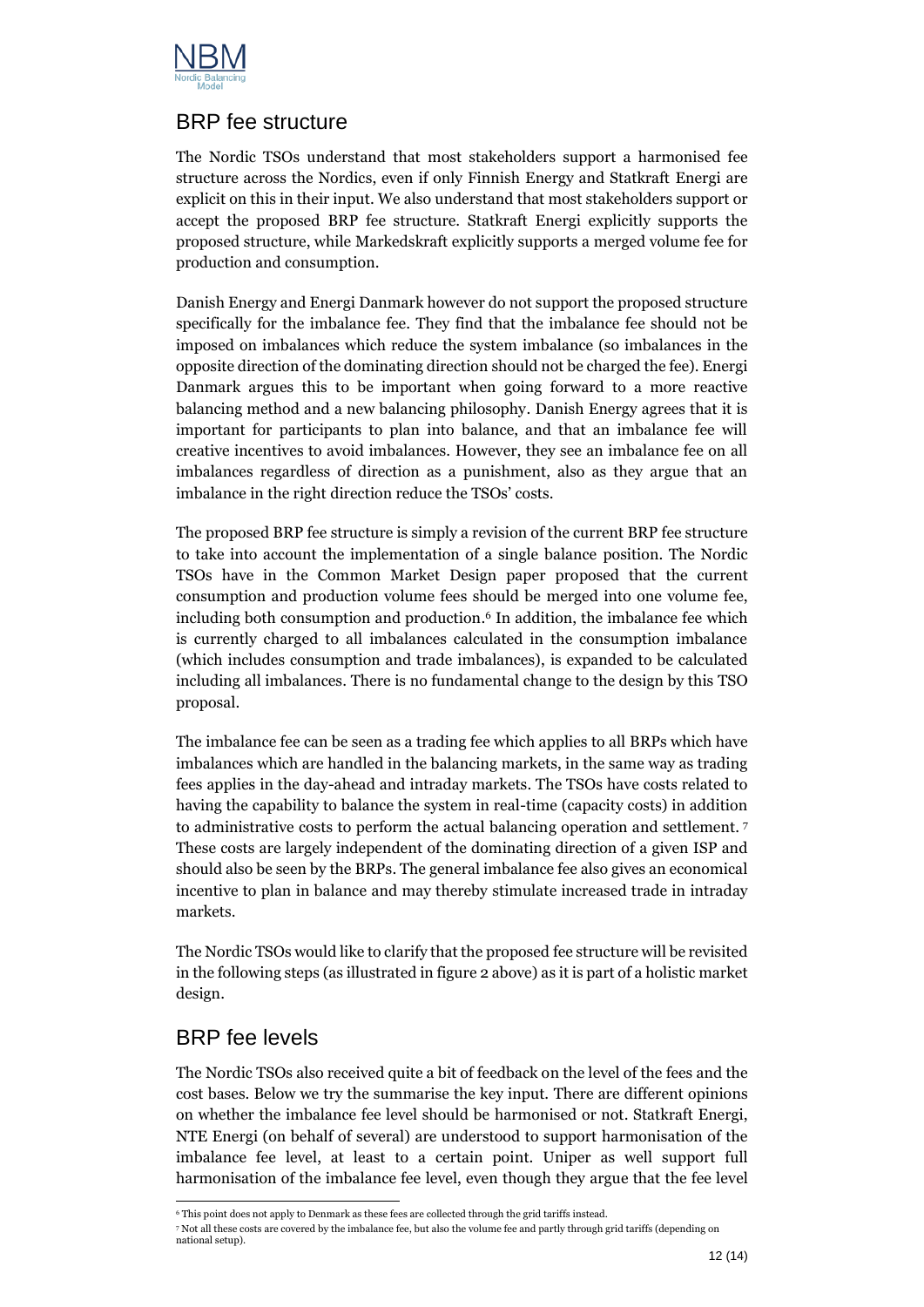## BRP fee structure

The Nordic TSOs understand that most stakeholders support a harmonised fee structure across the Nordics, even if only Finnish Energy and Statkraft Energi are explicit on this in their input. We also understand that most stakeholders support or accept the proposed BRP fee structure. Statkraft Energi explicitly supports the proposed structure, while Markedskraft explicitly supports a merged volume fee for production and consumption.

Danish Energy and Energi Danmark however do not support the proposed structure specifically for the imbalance fee. They find that the imbalance fee should not be imposed on imbalances which reduce the system imbalance (so imbalances in the opposite direction of the dominating direction should not be charged the fee). Energi Danmark argues this to be important when going forward to a more reactive balancing method and a new balancing philosophy. Danish Energy agrees that it is important for participants to plan into balance, and that an imbalance fee will creative incentives to avoid imbalances. However, they see an imbalance fee on all imbalances regardless of direction as a punishment, also as they argue that an imbalance in the right direction reduce the TSOs' costs.

The proposed BRP fee structure is simply a revision of the current BRP fee structure to take into account the implementation of a single balance position. The Nordic TSOs have in the Common Market Design paper proposed that the current consumption and production volume fees should be merged into one volume fee, including both consumption and production.[6] In addition, the imbalance fee which is currently charged to all imbalances calculated in the consumption imbalance (which includes consumption and trade imbalances), is expanded to be calculated including all imbalances. There is no fundamental change to the design by this TSO proposal.

The imbalance fee can be seen as a trading fee which applies to all BRPs which have imbalances which are handled in the balancing markets, in the same way as trading fees applies in the day-ahead and intraday markets. The TSOs have costs related to having the capability to balance the system in real-time (capacity costs) in addition to administrative costs to perform the actual balancing operation and settlement.[7] These costs are largely independent of the dominating direction of a given ISP and should also be seen by the BRPs. The general imbalance fee also gives an economical incentive to plan in balance and may thereby stimulate increased trade in intraday markets.

The Nordic TSOs would like to clarify that the proposed fee structure will be revisited in the following steps (as illustrated in figure 2 above) as it is part of a holistic market design.

## BRP fee levels

The Nordic TSOs also received quite a bit of feedback on the level of the fees and the cost bases. Below we try the summarise the key input. There are different opinions on whether the imbalance fee level should be harmonised or not. Statkraft Energi, NTE Energi (on behalf of several) are understood to support harmonisation of the imbalance fee level, at least to a certain point. Uniper as well support full harmonisation of the imbalance fee level, even though they argue that the fee level

---

[6] This point does not apply to Denmark as these fees are collected through the grid tariffs instead.

[7] Not all these costs are covered by the imbalance fee, but also the volume fee and partly through grid tariffs (depending on national setup).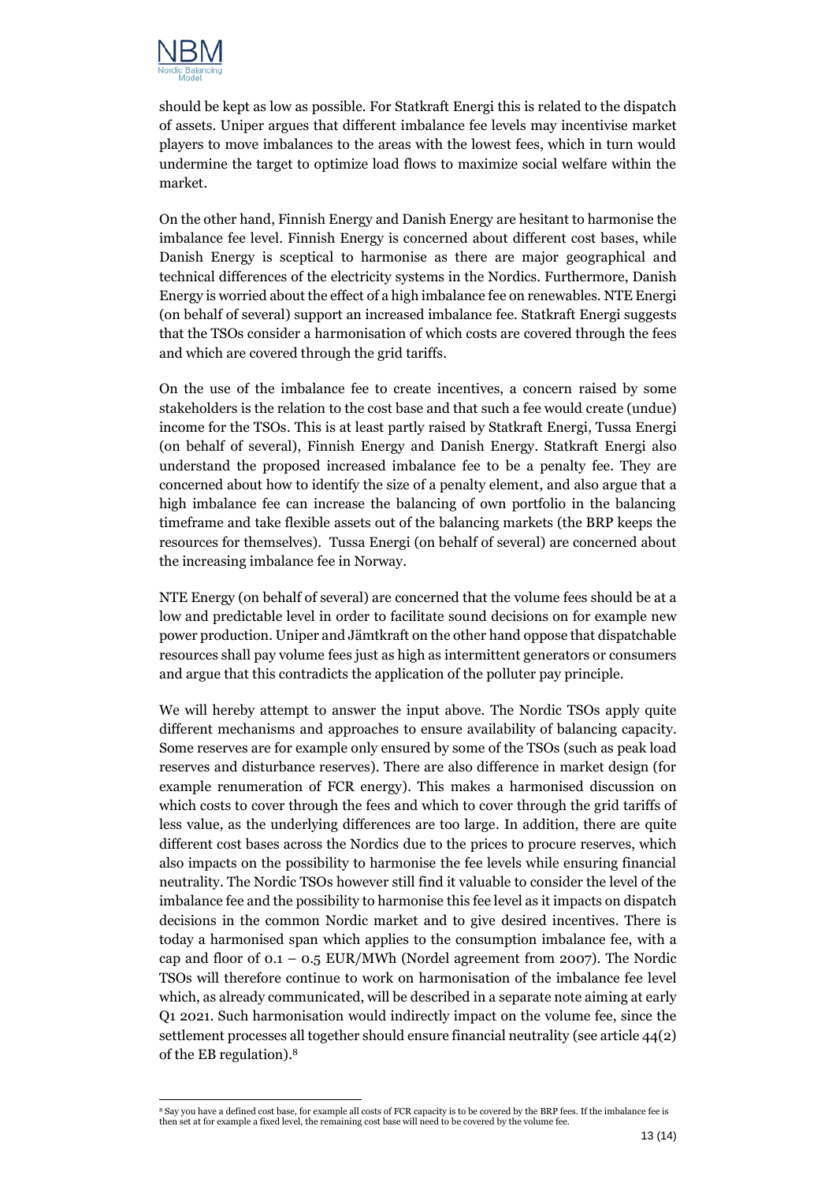should be kept as low as possible. For Statkraft Energi this is related to the dispatch of assets. Uniper argues that different imbalance fee levels may incentivise market players to move imbalances to the areas with the lowest fees, which in turn would undermine the target to optimize load flows to maximize social welfare within the market.

On the other hand, Finnish Energy and Danish Energy are hesitant to harmonise the imbalance fee level. Finnish Energy is concerned about different cost bases, while Danish Energy is sceptical to harmonise as there are major geographical and technical differences of the electricity systems in the Nordics. Furthermore, Danish Energy is worried about the effect of a high imbalance fee on renewables. NTE Energi (on behalf of several) support an increased imbalance fee. Statkraft Energi suggests that the TSOs consider a harmonisation of which costs are covered through the fees and which are covered through the grid tariffs.

On the use of the imbalance fee to create incentives, a concern raised by some stakeholders is the relation to the cost base and that such a fee would create (undue) income for the TSOs. This is at least partly raised by Statkraft Energi, Tussa Energi (on behalf of several), Finnish Energy and Danish Energy. Statkraft Energi also understand the proposed increased imbalance fee to be a penalty fee. They are concerned about how to identify the size of a penalty element, and also argue that a high imbalance fee can increase the balancing of own portfolio in the balancing timeframe and take flexible assets out of the balancing markets (the BRP keeps the resources for themselves). Tussa Energi (on behalf of several) are concerned about the increasing imbalance fee in Norway.

NTE Energy (on behalf of several) are concerned that the volume fees should be at a low and predictable level in order to facilitate sound decisions on for example new power production. Uniper and Jämtkraft on the other hand oppose that dispatchable resources shall pay volume fees just as high as intermittent generators or consumers and argue that this contradicts the application of the polluter pay principle.

We will hereby attempt to answer the input above. The Nordic TSOs apply quite different mechanisms and approaches to ensure availability of balancing capacity. Some reserves are for example only ensured by some of the TSOs (such as peak load reserves and disturbance reserves). There are also difference in market design (for example renumeration of FCR energy). This makes a harmonised discussion on which costs to cover through the fees and which to cover through the grid tariffs of less value, as the underlying differences are too large. In addition, there are quite different cost bases across the Nordics due to the prices to procure reserves, which also impacts on the possibility to harmonise the fee levels while ensuring financial neutrality. The Nordic TSOs however still find it valuable to consider the level of the imbalance fee and the possibility to harmonise this fee level as it impacts on dispatch decisions in the common Nordic market and to give desired incentives. There is today a harmonised span which applies to the consumption imbalance fee, with a cap and floor of 0.1 – 0.5 EUR/MWh (Nordel agreement from 2007). The Nordic TSOs will therefore continue to work on harmonisation of the imbalance fee level which, as already communicated, will be described in a separate note aiming at early Q1 2021. Such harmonisation would indirectly impact on the volume fee, since the settlement processes all together should ensure financial neutrality (see article 44(2) of the EB regulation).[8]

[8] Say you have a defined cost base, for example all costs of FCR capacity is to be covered by the BRP fees. If the imbalance fee is then set at for example a fixed level, the remaining cost base will need to be covered by the volume fee.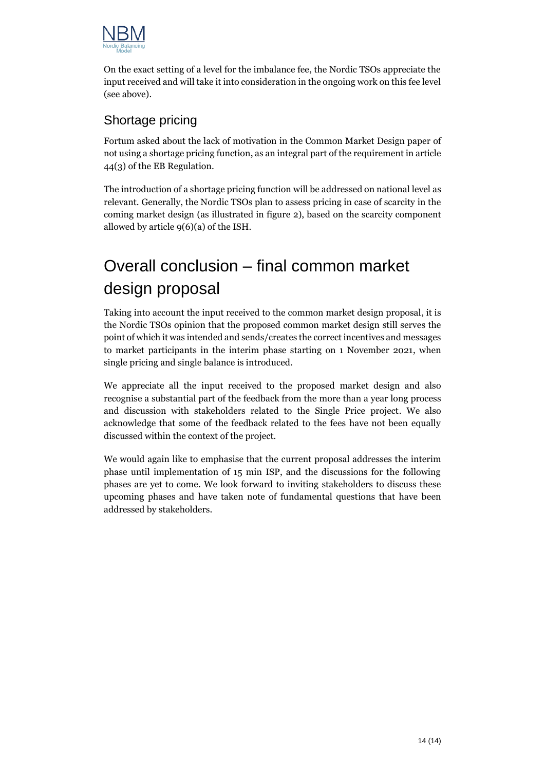On the exact setting of a level for the imbalance fee, the Nordic TSOs appreciate the input received and will take it into consideration in the ongoing work on this fee level (see above).

## Shortage pricing

Fortum asked about the lack of motivation in the Common Market Design paper of not using a shortage pricing function, as an integral part of the requirement in article 44(3) of the EB Regulation.

The introduction of a shortage pricing function will be addressed on national level as relevant. Generally, the Nordic TSOs plan to assess pricing in case of scarcity in the coming market design (as illustrated in figure 2), based on the scarcity component allowed by article 9(6)(a) of the ISH.

# Overall conclusion – final common market design proposal

Taking into account the input received to the common market design proposal, it is the Nordic TSOs opinion that the proposed common market design still serves the point of which it was intended and sends/creates the correct incentives and messages to market participants in the interim phase starting on 1 November 2021, when single pricing and single balance is introduced.

We appreciate all the input received to the proposed market design and also recognise a substantial part of the feedback from the more than a year long process and discussion with stakeholders related to the Single Price project. We also acknowledge that some of the feedback related to the fees have not been equally discussed within the context of the project.

We would again like to emphasise that the current proposal addresses the interim phase until implementation of 15 min ISP, and the discussions for the following phases are yet to come. We look forward to inviting stakeholders to discuss these upcoming phases and have taken note of fundamental questions that have been addressed by stakeholders.